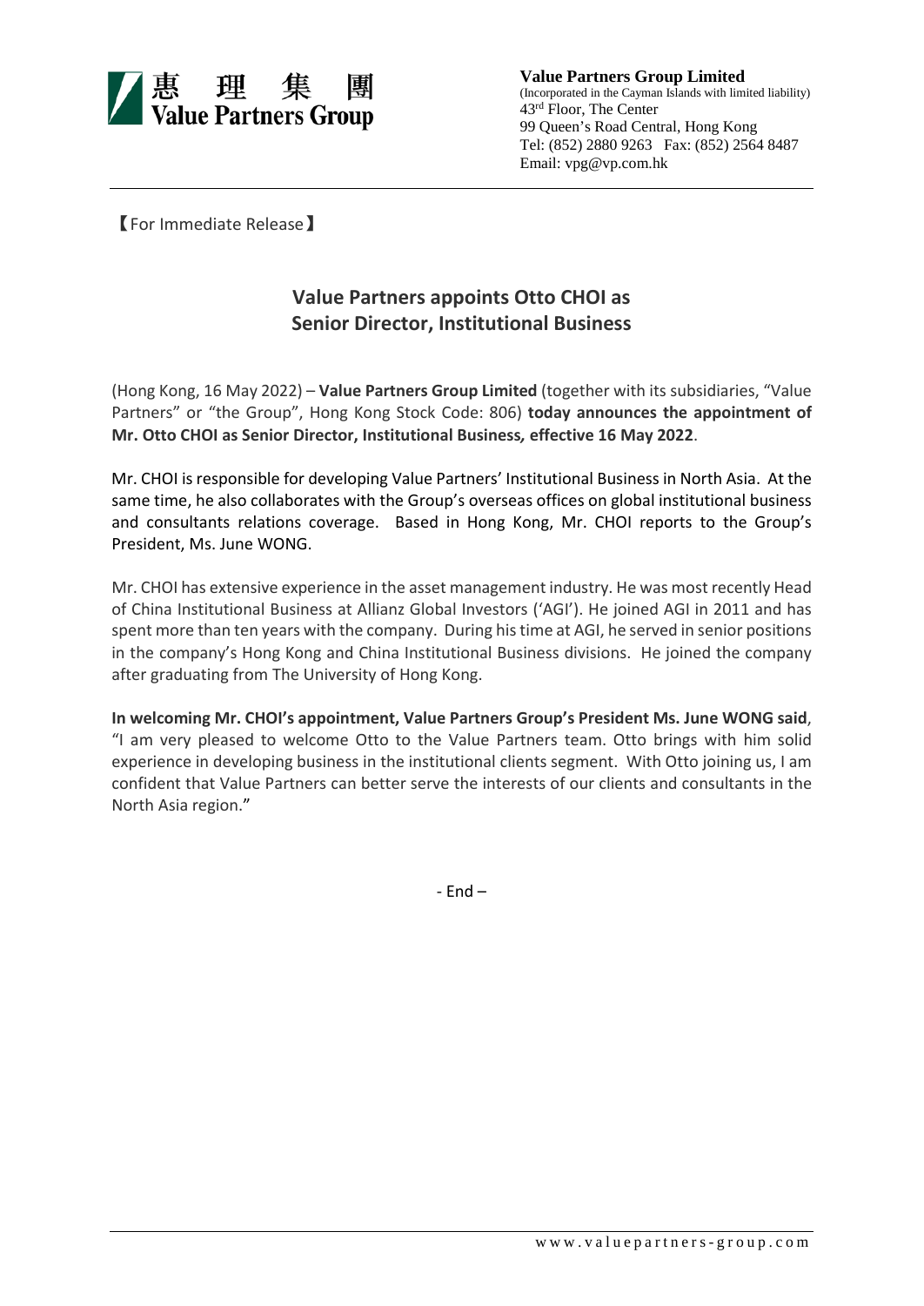惠 理 集 團
Value Partners Group

**Value Partners Group Limited**
(Incorporated in the Cayman Islands with limited liability)
43rd Floor, The Center
99 Queen's Road Central, Hong Kong
Tel: (852) 2880 9263 Fax: (852) 2564 8487
Email: vpg@vp.com.hk

【For Immediate Release】

## Value Partners appoints Otto CHOI as Senior Director, Institutional Business

(Hong Kong, 16 May 2022) – **Value Partners Group Limited** (together with its subsidiaries, "Value Partners" or "the Group", Hong Kong Stock Code: 806) **today announces the appointment of Mr. Otto CHOI as Senior Director, Institutional Business, effective 16 May 2022**.

Mr. CHOI is responsible for developing Value Partners' Institutional Business in North Asia. At the same time, he also collaborates with the Group's overseas offices on global institutional business and consultants relations coverage. Based in Hong Kong, Mr. CHOI reports to the Group's President, Ms. June WONG.

Mr. CHOI has extensive experience in the asset management industry. He was most recently Head of China Institutional Business at Allianz Global Investors ('AGI'). He joined AGI in 2011 and has spent more than ten years with the company. During his time at AGI, he served in senior positions in the company's Hong Kong and China Institutional Business divisions. He joined the company after graduating from The University of Hong Kong.

**In welcoming Mr. CHOI's appointment, Value Partners Group's President Ms. June WONG said**, "I am very pleased to welcome Otto to the Value Partners team. Otto brings with him solid experience in developing business in the institutional clients segment. With Otto joining us, I am confident that Value Partners can better serve the interests of our clients and consultants in the North Asia region."

- End –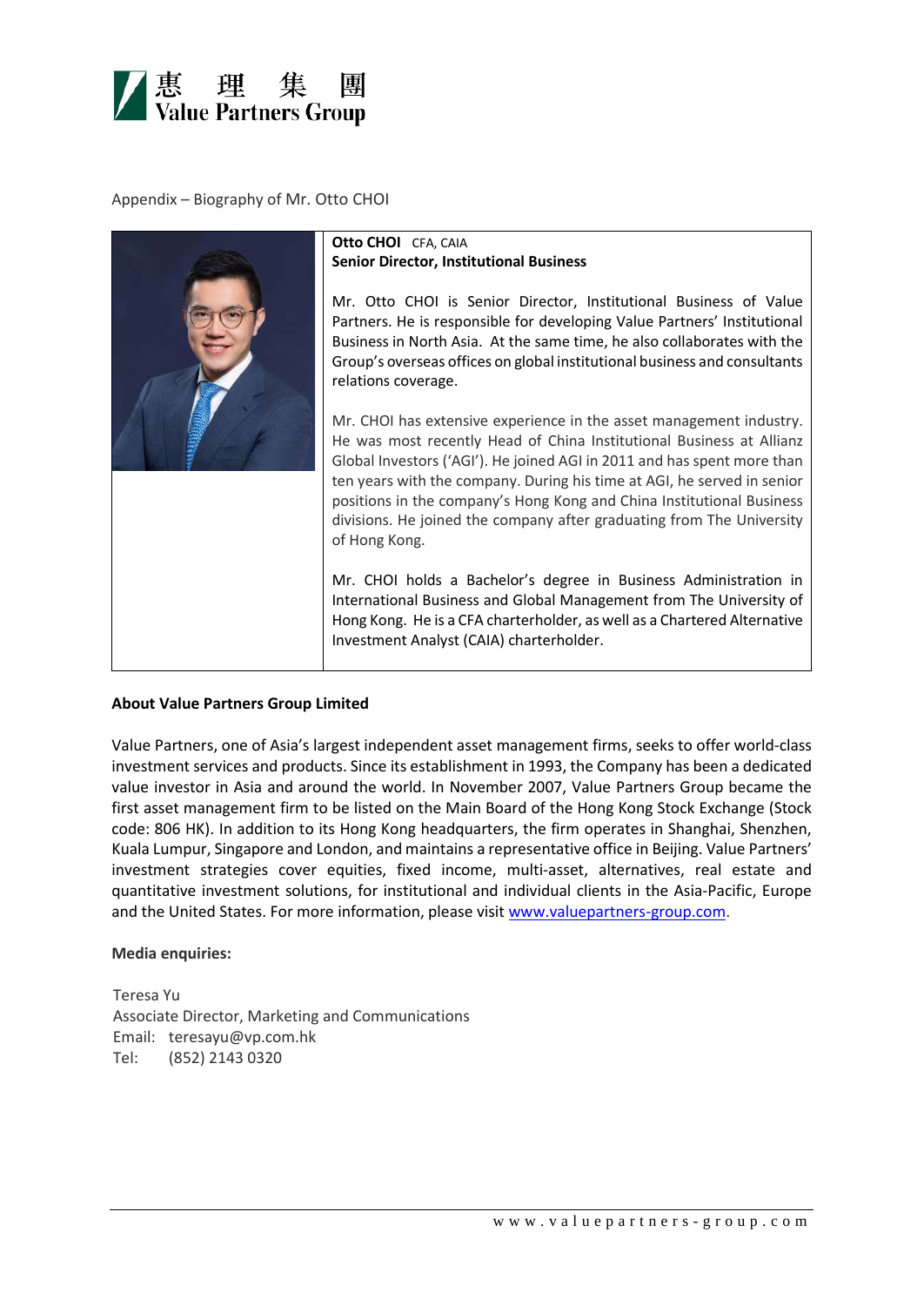Appendix – Biography of Mr. Otto CHOI

**Otto CHOI** CFA, CAIA
**Senior Director, Institutional Business**

Mr. Otto CHOI is Senior Director, Institutional Business of Value Partners. He is responsible for developing Value Partners' Institutional Business in North Asia. At the same time, he also collaborates with the Group's overseas offices on global institutional business and consultants relations coverage.

Mr. CHOI has extensive experience in the asset management industry. He was most recently Head of China Institutional Business at Allianz Global Investors ('AGI'). He joined AGI in 2011 and has spent more than ten years with the company. During his time at AGI, he served in senior positions in the company's Hong Kong and China Institutional Business divisions. He joined the company after graduating from The University of Hong Kong.

Mr. CHOI holds a Bachelor's degree in Business Administration in International Business and Global Management from The University of Hong Kong. He is a CFA charterholder, as well as a Chartered Alternative Investment Analyst (CAIA) charterholder.

**About Value Partners Group Limited**

Value Partners, one of Asia's largest independent asset management firms, seeks to offer world-class investment services and products. Since its establishment in 1993, the Company has been a dedicated value investor in Asia and around the world. In November 2007, Value Partners Group became the first asset management firm to be listed on the Main Board of the Hong Kong Stock Exchange (Stock code: 806 HK). In addition to its Hong Kong headquarters, the firm operates in Shanghai, Shenzhen, Kuala Lumpur, Singapore and London, and maintains a representative office in Beijing. Value Partners' investment strategies cover equities, fixed income, multi-asset, alternatives, real estate and quantitative investment solutions, for institutional and individual clients in the Asia-Pacific, Europe and the United States. For more information, please visit www.valuepartners-group.com.

**Media enquiries:**

Teresa Yu
Associate Director, Marketing and Communications
Email: teresayu@vp.com.hk
Tel: (852) 2143 0320